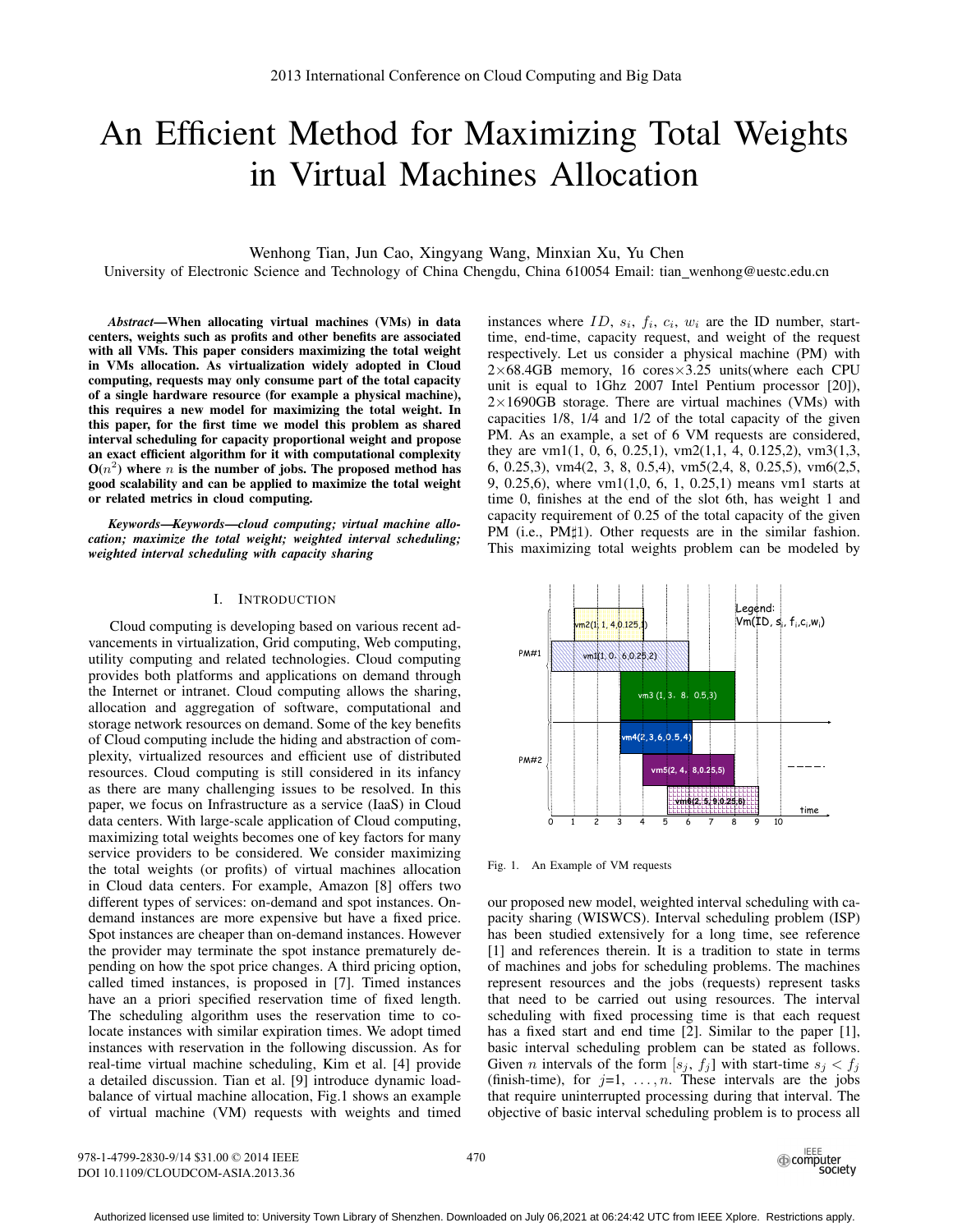# An Efficient Method for Maximizing Total Weights in Virtual Machines Allocation

Wenhong Tian, Jun Cao, Xingyang Wang, Minxian Xu, Yu Chen

University of Electronic Science and Technology of China Chengdu, China 610054 Email: tian_wenhong@uestc.edu.cn

***Abstract*—When allocating virtual machines (VMs) in data centers, weights such as profits and other benefits are associated with all VMs. This paper considers maximizing the total weight in VMs allocation. As virtualization widely adopted in Cloud computing, requests may only consume part of the total capacity of a single hardware resource (for example a physical machine), this requires a new model for maximizing the total weight. In this paper, for the first time we model this problem as shared interval scheduling for capacity proportional weight and propose an exact efficient algorithm for it with computational complexity O($n^2$) where $n$ is the number of jobs. The proposed method has good scalability and can be applied to maximize the total weight or related metrics in cloud computing.**

***Keywords—Keywords—cloud computing; virtual machine allocation; maximize the total weight; weighted interval scheduling; weighted interval scheduling with capacity sharing***

## I. Introduction

Cloud computing is developing based on various recent advancements in virtualization, Grid computing, Web computing, utility computing and related technologies. Cloud computing provides both platforms and applications on demand through the Internet or intranet. Cloud computing allows the sharing, allocation and aggregation of software, computational and storage network resources on demand. Some of the key benefits of Cloud computing include the hiding and abstraction of complexity, virtualized resources and efficient use of distributed resources. Cloud computing is still considered in its infancy as there are many challenging issues to be resolved. In this paper, we focus on Infrastructure as a service (IaaS) in Cloud data centers. With large-scale application of Cloud computing, maximizing total weights becomes one of key factors for many service providers to be considered. We consider maximizing the total weights (or profits) of virtual machines allocation in Cloud data centers. For example, Amazon [8] offers two different types of services: on-demand and spot instances. On-demand instances are more expensive but have a fixed price. Spot instances are cheaper than on-demand instances. However the provider may terminate the spot instance prematurely depending on how the spot price changes. A third pricing option, called timed instances, is proposed in [7]. Timed instances have an a priori specified reservation time of fixed length. The scheduling algorithm uses the reservation time to colocate instances with similar expiration times. We adopt timed instances with reservation in the following discussion. As for real-time virtual machine scheduling, Kim et al. [4] provide a detailed discussion. Tian et al. [9] introduce dynamic loadbalance of virtual machine allocation, Fig.1 shows an example of virtual machine (VM) requests with weights and timed instances where $ID$, $s_i$, $f_i$, $c_i$, $w_i$ are the ID number, start-time, end-time, capacity request, and weight of the request respectively. Let us consider a physical machine (PM) with 2×68.4GB memory, 16 cores×3.25 units(where each CPU unit is equal to 1Ghz 2007 Intel Pentium processor [20]), 2×1690GB storage. There are virtual machines (VMs) with capacities 1/8, 1/4 and 1/2 of the total capacity of the given PM. As an example, a set of 6 VM requests are considered, they are vm1(1, 0, 6, 0.25,1), vm2(1,1, 4, 0.125,2), vm3(1,3, 6, 0.25,3), vm4(2, 3, 8, 0.5,4), vm5(2,4, 8, 0.25,5), vm6(2,5, 9, 0.25,6), where vm1(1,0, 6, 1, 0.25,1) means vm1 starts at time 0, finishes at the end of the slot 6th, has weight 1 and capacity requirement of 0.25 of the total capacity of the given PM (i.e., PM♯1). Other requests are in the similar fashion. This maximizing total weights problem can be modeled by

Legend:
Vm(ID, $s_i$, $f_i$,$c_i$,$w_i$)
vm2(1, 1, 4,0.125,1)
vm1(1, 0, 6,0.25,2)
vm3 (1, 3, 8, 0.5,3)
vm4(2,3,6,0.5,4)
vm5(2, 4, 8,0.25,5)
vm6(2, 5, 9,0.25,6)
PM#1
PM#2
time
0 1 2 3 4 5 6 7 8 9 10

Fig. 1. An Example of VM requests

our proposed new model, weighted interval scheduling with capacity sharing (WISWCS). Interval scheduling problem (ISP) has been studied extensively for a long time, see reference [1] and references therein. It is a tradition to state in terms of machines and jobs for scheduling problems. The machines represent resources and the jobs (requests) represent tasks that need to be carried out using resources. The interval scheduling with fixed processing time is that each request has a fixed start and end time [2]. Similar to the paper [1], basic interval scheduling problem can be stated as follows. Given $n$ intervals of the form $[s_j, f_j]$ with start-time $s_j < f_j$ (finish-time), for $j$=1, ..., $n$. These intervals are the jobs that require uninterrupted processing during that interval. The objective of basic interval scheduling problem is to process all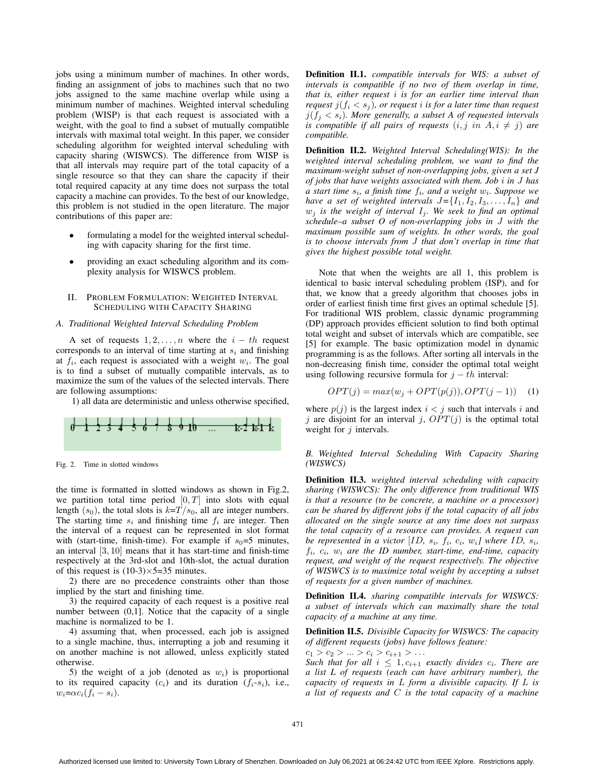jobs using a minimum number of machines. In other words, finding an assignment of jobs to machines such that no two jobs assigned to the same machine overlap while using a minimum number of machines. Weighted interval scheduling problem (WISP) is that each request is associated with a weight, with the goal to find a subset of mutually compatible intervals with maximal total weight. In this paper, we consider scheduling algorithm for weighted interval scheduling with capacity sharing (WISWCS). The difference from WISP is that all intervals may require part of the total capacity of a single resource so that they can share the capacity if their total required capacity at any time does not surpass the total capacity a machine can provides. To the best of our knowledge, this problem is not studied in the open literature. The major contributions of this paper are:

- formulating a model for the weighted interval scheduling with capacity sharing for the first time.
- providing an exact scheduling algorithm and its complexity analysis for WISWCS problem.

## II. Problem Formulation: Weighted Interval Scheduling with Capacity Sharing

### A. Traditional Weighted Interval Scheduling Problem

A set of requests $1, 2, \ldots, n$ where the $i-th$ request corresponds to an interval of time starting at $s_i$ and finishing at $f_i$, each request is associated with a weight $w_i$. The goal is to find a subset of mutually compatible intervals, as to maximize the sum of the values of the selected intervals. There are following assumptions:

1) all data are deterministic and unless otherwise specified,

0 1 2 3 4 5 6 7 8 9 10 ... k-2 k-1 k

Fig. 2. Time in slotted windows

the time is formatted in slotted windows as shown in Fig.2, we partition total time period $[0, T]$ into slots with equal length $(s_0)$, the total slots is $k$=$T/s_0$, all are integer numbers. The starting time $s_i$ and finishing time $f_i$ are integer. Then the interval of a request can be represented in slot format with (start-time, finish-time). For example if $s_0$=5 minutes, an interval $[3, 10]$ means that it has start-time and finish-time respectively at the 3rd-slot and 10th-slot, the actual duration of this request is $(10\text{-}3)\times 5$=35 minutes.

2) there are no precedence constraints other than those implied by the start and finishing time.

3) the required capacity of each request is a positive real number between (0,1]. Notice that the capacity of a single machine is normalized to be 1.

4) assuming that, when processed, each job is assigned to a single machine, thus, interrupting a job and resuming it on another machine is not allowed, unless explicitly stated otherwise.

5) the weight of a job (denoted as $w_i$) is proportional to its required capacity ($c_i$) and its duration ($f_i$-$s_i$), i.e., $w_i$=$\alpha c_i(f_i - s_i)$.

**Definition II.1.** *compatible intervals for WIS: a subset of intervals is compatible if no two of them overlap in time, that is, either request $i$ is for an earlier time interval than request $j(f_i < s_j)$, or request $i$ is for a later time than request $j(f_j < s_i)$. More generally, a subset A of requested intervals is compatible if all pairs of requests $(i, j \ in \ A, i \neq j)$ are compatible.*

**Definition II.2.** *Weighted Interval Scheduling(WIS): In the weighted interval scheduling problem, we want to find the maximum-weight subset of non-overlapping jobs, given a set $J$ of jobs that have weights associated with them. Job $i$ in $J$ has a start time $s_i$, a finish time $f_i$, and a weight $w_i$. Suppose we have a set of weighted intervals $J$=$\{I_1, I_2, I_3, \ldots, I_n\}$ and $w_j$ is the weight of interval $I_j$. We seek to find an optimal schedule–a subset $O$ of non-overlapping jobs in $J$ with the maximum possible sum of weights. In other words, the goal is to choose intervals from $J$ that don't overlap in time that gives the highest possible total weight.*

Note that when the weights are all 1, this problem is identical to basic interval scheduling problem (ISP), and for that, we know that a greedy algorithm that chooses jobs in order of earliest finish time first gives an optimal schedule [5]. For traditional WIS problem, classic dynamic programming (DP) approach provides efficient solution to find both optimal total weight and subset of intervals which are compatible, see [5] for example. The basic optimization model in dynamic programming is as the follows. After sorting all intervals in the non-decreasing finish time, consider the optimal total weight using following recursive formula for $j-th$ interval:

$$OPT(j) = max(w_j + OPT(p(j)), OPT(j-1)) \quad (1)$$

where $p(j)$ is the largest index $i < j$ such that intervals $i$ and $j$ are disjoint for an interval $j$, $OPT(j)$ is the optimal total weight for $j$ intervals.

### B. Weighted Interval Scheduling With Capacity Sharing (WISWCS)

**Definition II.3.** *weighted interval scheduling with capacity sharing (WISWCS): The only difference from traditional WIS is that a resource (to be concrete, a machine or a processor) can be shared by different jobs if the total capacity of all jobs allocated on the single source at any time does not surpass the total capacity of a resource can provides. A request can be represented in a victor $[ID,\ s_i,\ f_i,\ c_i,\ w_i]$ where $ID$, $s_i$, $f_i$, $c_i$, $w_i$ are the ID number, start-time, end-time, capacity request, and weight of the request respectively. The objective of WISWCS is to maximize total weight by accepting a subset of requests for a given number of machines.*

**Definition II.4.** *sharing compatible intervals for WISWCS: a subset of intervals which can maximally share the total capacity of a machine at any time.*

**Definition II.5.** *Divisible Capacity for WISWCS: The capacity of different requests (jobs) have follows feature:*
$c_1 > c_2 > \ldots > c_i > c_{i+1} > \ldots$
*Such that for all $i \leq 1, c_{i+1}$ exactly divides $c_i$. There are a list $L$ of requests (each can have arbitrary number), the capacity of requests in $L$ form a divisible capacity. If $L$ is a list of requests and $C$ is the total capacity of a machine*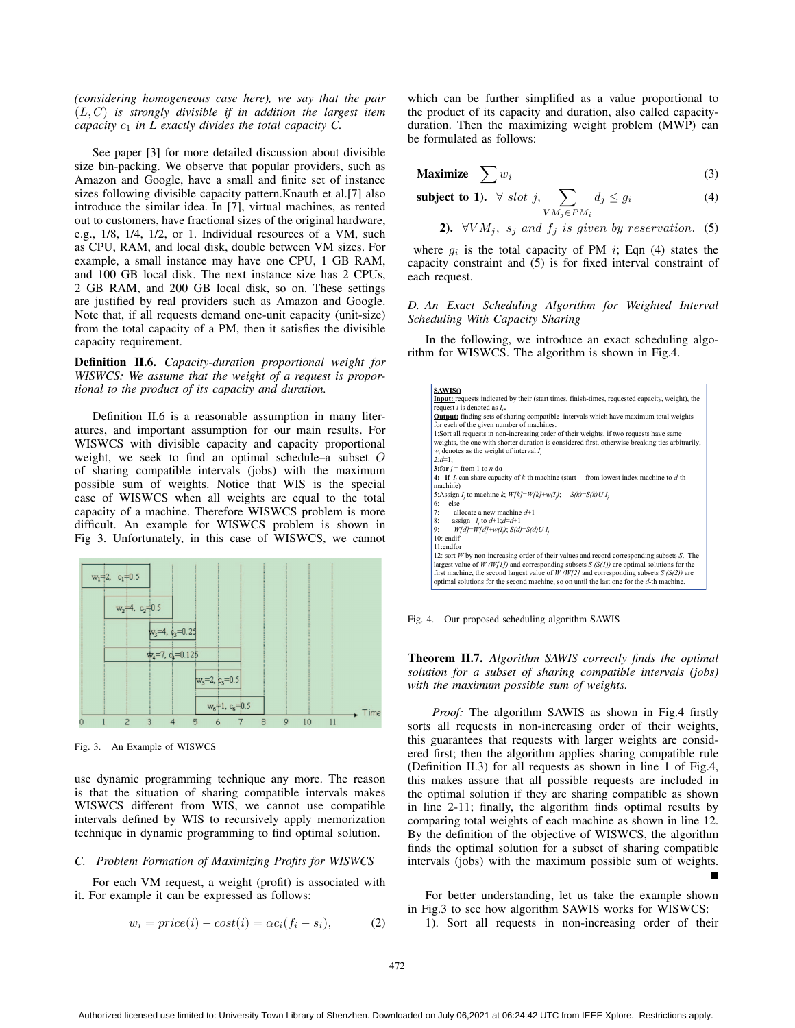*(considering homogeneous case here), we say that the pair $(L, C)$ is strongly divisible if in addition the largest item capacity $c_1$ in $L$ exactly divides the total capacity $C$.*

See paper [3] for more detailed discussion about divisible size bin-packing. We observe that popular providers, such as Amazon and Google, have a small and finite set of instance sizes following divisible capacity pattern.Knauth et al.[7] also introduce the similar idea. In [7], virtual machines, as rented out to customers, have fractional sizes of the original hardware, e.g., 1/8, 1/4, 1/2, or 1. Individual resources of a VM, such as CPU, RAM, and local disk, double between VM sizes. For example, a small instance may have one CPU, 1 GB RAM, and 100 GB local disk. The next instance size has 2 CPUs, 2 GB RAM, and 200 GB local disk, and so on. These settings are justified by real providers such as Amazon and Google. Note that, if all requests demand one-unit capacity (unit-size) from the total capacity of a PM, then it satisfies the divisible capacity requirement.

**Definition II.6.** *Capacity-duration proportional weight for WISWCS: We assume that the weight of a request is proportional to the product of its capacity and duration.*

Definition II.6 is a reasonable assumption in many literatures, and important assumption for our main results. For WISWCS with divisible capacity and capacity proportional weight, we seek to find an optimal schedule–a subset $O$ of sharing compatible intervals (jobs) with the maximum possible sum of weights. Notice that WIS is the special case of WISWCS when all weights are equal to the total capacity of a machine. Therefore WISWCS problem is more difficult. An example for WISWCS problem is shown in Fig 3. Unfortunately, in this case of WISWCS, we cannot use dynamic programming technique any more. The reason is that the situation of sharing compatible intervals makes WISWCS different from WIS, we cannot use compatible intervals defined by WIS to recursively apply memorization technique in dynamic programming to find optimal solution.

Fig. 3. An Example of WISWCS

### C. Problem Formation of Maximizing Profits for WISWCS

For each VM request, a weight (profit) is associated with it. For example it can be expressed as follows:

$$w_i = price(i) - cost(i) = \alpha c_i(f_i - s_i), \tag{2}$$

which can be further simplified as a value proportional to the product of its capacity and duration, also called capacity-duration. Then the maximizing weight problem (MWP) can be formulated as follows:

$$\textbf{Maximize} \quad \sum w_i \tag{3}$$

$$\textbf{subject to 1).} \quad \forall \ slot \ j, \sum_{VM_j \in PM_i} d_j \leq g_i \tag{4}$$

$$\textbf{2).} \quad \forall VM_j, \ s_j \ and \ f_j \ is \ given \ by \ reservation. \tag{5}$$

where $g_i$ is the total capacity of PM $i$; Eqn (4) states the capacity constraint and (5) is for fixed interval constraint of each request.

### D. An Exact Scheduling Algorithm for Weighted Interval Scheduling With Capacity Sharing

In the following, we introduce an exact scheduling algorithm for WISWCS. The algorithm is shown in Fig.4.

```
SAWIS()
Input: requests indicated by their (start times, finish-times, requested capacity, weight), the
request i is denoted as I_i.
Output: finding sets of sharing compatible intervals which have maximum total weights
for each of the given number of machines.
1:Sort all requests in non-increasing order of their weights, if two requests have same
weights, the one with shorter duration is considered first, otherwise breaking ties arbitrarily;
w_i denotes as the weight of interval I_i
2:d=1;
3:for j = from 1 to n do
4:  if I_j can share capacity of k-th machine (start   from lowest index machine to d-th
machine)
5:Assign I_j to machine k; W[k]=W[k]+w(I_j);    S(k)=S(k)U I_j
6:    else
7:       allocate a new machine d+1
8:       assign I_j to d+1;d=d+1
9:       W[d]=W[d]+w(I_j); S(d)=S(d)U I_j
10: endif
11:endfor
12: sort W by non-increasing order of their values and record corresponding subsets S. The
largest value of W (W[1]) and corresponding subsets S (S(1)) are optimal solutions for the
first machine, the second largest value of W (W[2] and corresponding subsets S (S(2)) are
optimal solutions for the second machine, so on until the last one for the d-th machine.
```

Fig. 4. Our proposed scheduling algorithm SAWIS

**Theorem II.7.** *Algorithm SAWIS correctly finds the optimal solution for a subset of sharing compatible intervals (jobs) with the maximum possible sum of weights.*

*Proof:* The algorithm SAWIS as shown in Fig.4 firstly sorts all requests in non-increasing order of their weights, this guarantees that requests with larger weights are considered first; then the algorithm applies sharing compatible rule (Definition II.3) for all requests as shown in line 1 of Fig.4, this makes assure that all possible requests are included in the optimal solution if they are sharing compatible as shown in line 2-11; finally, the algorithm finds optimal results by comparing total weights of each machine as shown in line 12. By the definition of the objective of WISWCS, the algorithm finds the optimal solution for a subset of sharing compatible intervals (jobs) with the maximum possible sum of weights. ■

For better understanding, let us take the example shown in Fig.3 to see how algorithm SAWIS works for WISWCS:

1). Sort all requests in non-increasing order of their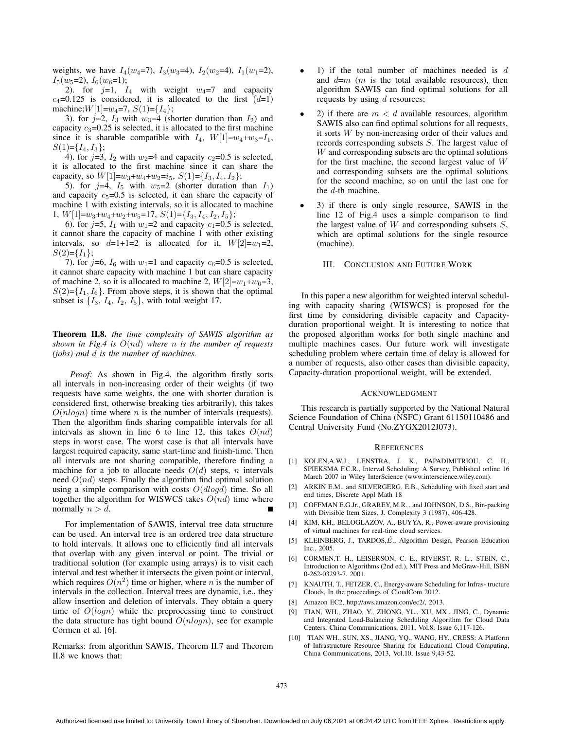weights, we have $I_4(w_4$=7), $I_3(w_3$=4), $I_2(w_2$=4), $I_1(w_1$=2), $I_5(w_5$=2), $I_6(w_6$=1);

2). for $j$=1, $I_4$ with weight $w_4$=7 and capacity $c_4$=0.125 is considered, it is allocated to the first ($d$=1) machine;$W[1]$=$w_4$=7, $S(1)$={$I_4$};

3). for $j$=2, $I_3$ with $w_3$=4 (shorter duration than $I_2$) and capacity $c_3$=0.25 is selected, it is allocated to the first machine since it is sharable compatible with $I_4$, $W[1]$=$w_4$+$w_3$=$I_1$, $S(1)$={$I_4, I_3$};

4). for $j$=3, $I_2$ with $w_2$=4 and capacity $c_2$=0.5 is selected, it is allocated to the first machine since it can share the capacity, so $W[1]$=$w_3$+$w_4$+$w_2$=$i_5$, $S(1)$={$I_3, I_4, I_2$};

5). for $j$=4, $I_5$ with $w_5$=2 (shorter duration than $I_1$) and capacity $c_5$=0.5 is selected, it can share the capacity of machine 1 with existing intervals, so it is allocated to machine 1, $W[1]$=$w_3$+$w_4$+$w_2$+$w_5$=17, $S(1)$={$I_3, I_4, I_2, I_5$};

6). for $j$=5, $I_1$ with $w_1$=2 and capacity $c_1$=0.5 is selected, it cannot share the capacity of machine 1 with other existing intervals, so $d$=1+1=2 is allocated for it, $W[2]$=$w_1$=2, $S(2)$={$I_1$};

7). for $j$=6, $I_6$ with $w_1$=1 and capacity $c_6$=0.5 is selected, it cannot share capacity with machine 1 but can share capacity of machine 2, so it is allocated to machine 2, $W[2]$=$w_1$+$w_6$=3, $S(2)$={$I_1, I_6$}. From above steps, it is shown that the optimal subset is {$I_3$, $I_4$, $I_2$, $I_5$}, with total weight 17.

**Theorem II.8.** *the time complexity of SAWIS algorithm as shown in Fig.4 is $O(nd)$ where $n$ is the number of requests (jobs) and $d$ is the number of machines.*

*Proof:* As shown in Fig.4, the algorithm firstly sorts all intervals in non-increasing order of their weights (if two requests have same weights, the one with shorter duration is considered first, otherwise breaking ties arbitrarily), this takes $O(nlogn)$ time where $n$ is the number of intervals (requests). Then the algorithm finds sharing compatible intervals for all intervals as shown in line 6 to line 12, this takes $O(nd)$ steps in worst case. The worst case is that all intervals have largest required capacity, same start-time and finish-time. Then all intervals are not sharing compatible, therefore finding a machine for a job to allocate needs $O(d)$ steps, $n$ intervals need $O(nd)$ steps. Finally the algorithm find optimal solution using a simple comparison with costs $O(dlogd)$ time. So all together the algorithm for WISWCS takes $O(nd)$ time where normally $n > d$. ∎

For implementation of SAWIS, interval tree data structure can be used. An interval tree is an ordered tree data structure to hold intervals. It allows one to efficiently find all intervals that overlap with any given interval or point. The trivial or traditional solution (for example using arrays) is to visit each interval and test whether it intersects the given point or interval, which requires $O(n^2)$ time or higher, where $n$ is the number of intervals in the collection. Interval trees are dynamic, i.e., they allow insertion and deletion of intervals. They obtain a query time of $O(logn)$ while the preprocessing time to construct the data structure has tight bound $O(nlogn)$, see for example Cormen et al. [6].

Remarks: from algorithm SAWIS, Theorem II.7 and Theorem II.8 we knows that:

- 1) if the total number of machines needed is $d$ and $d$=$m$ ($m$ is the total available resources), then algorithm SAWIS can find optimal solutions for all requests by using $d$ resources;
- 2) if there are $m < d$ available resources, algorithm SAWIS also can find optimal solutions for all requests, it sorts $W$ by non-increasing order of their values and records corresponding subsets $S$. The largest value of $W$ and corresponding subsets are the optimal solutions for the first machine, the second largest value of $W$ and corresponding subsets are the optimal solutions for the second machine, so on until the last one for the $d$-th machine.
- 3) if there is only single resource, SAWIS in the line 12 of Fig.4 uses a simple comparison to find the largest value of $W$ and corresponding subsets $S$, which are optimal solutions for the single resource (machine).

## III. Conclusion and Future Work

In this paper a new algorithm for weighted interval scheduling with capacity sharing (WISWCS) is proposed for the first time by considering divisible capacity and Capacity-duration proportional weight. It is interesting to notice that the proposed algorithm works for both single machine and multiple machines cases. Our future work will investigate scheduling problem where certain time of delay is allowed for a number of requests, also other cases than divisible capacity, Capacity-duration proportional weight, will be extended.

## Acknowledgment

This research is partially supported by the National Natural Science Foundation of China (NSFC) Grant 61150110486 and Central University Fund (No.ZYGX2012J073).

## References

[1] KOLEN,A.W.J., LENSTRA, J. K., PAPADIMITRIOU, C. H., SPIEKSMA F.C.R., Interval Scheduling: A Survey, Published online 16 March 2007 in Wiley InterScience (www.interscience.wiley.com).

[2] ARKIN E.M., and SILVERGERG, E.B., Scheduling with fixed start and end times, Discrete Appl Math 18

[3] COFFMAN E.G.Jr., GRAREY, M.R. , and JOHNSON, D.S., Bin-packing with Divisible Item Sizes, J. Complexity 3 (1987), 406-428.

[4] KIM, KH., BELOGLAZOV, A., BUYYA, R., Power-aware provisioning of virtual machines for real-time cloud services.

[5] KLEINBERG, J., TARDOS,É., Algorithm Design, Pearson Education Inc., 2005.

[6] CORMEN,T. H., LEISERSON, C. E., RIVERST, R. L., STEIN, C., Introduction to Algorithms (2nd ed.), MIT Press and McGraw-Hill, ISBN 0-262-03293-7. 2001.

[7] KNAUTH, T., FETZER, C., Energy-aware Scheduling for Infras- tructure Clouds, In the proceedings of CloudCom 2012.

[8] Amazon EC2, http://aws.amazon.com/ec2/, 2013.

[9] TIAN, WH., ZHAO, Y., ZHONG, YL., XU, MX., JING, C., Dynamic and Integrated Load-Balancing Scheduling Algorithm for Cloud Data Centers, China Communications, 2011, Vol.8, Issue 6,117-126.

[10] TIAN WH., SUN, XS., JIANG, YQ., WANG, HY., CRESS: A Platform of Infrastructure Resource Sharing for Educational Cloud Computing, China Communications, 2013, Vol.10, Issue 9,43-52.